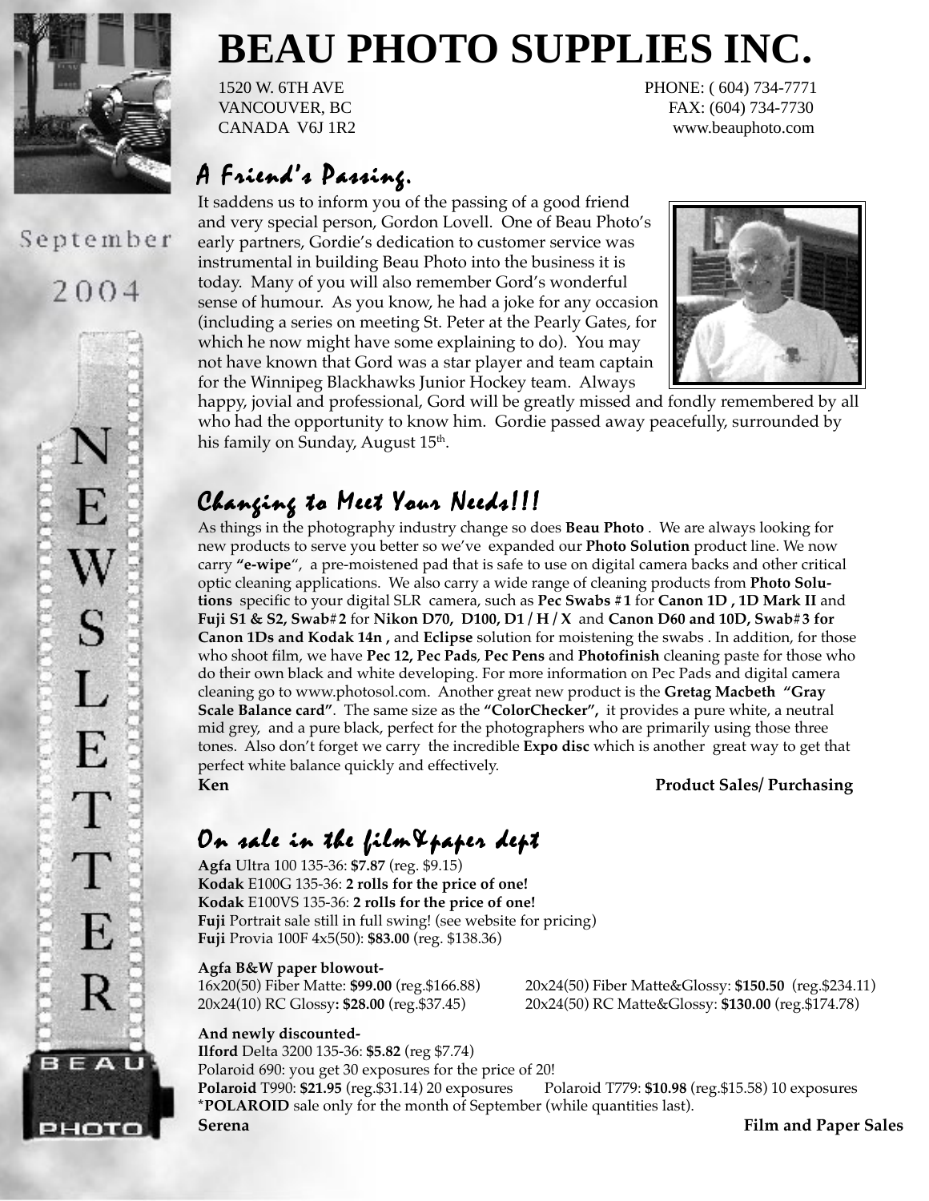# BEAU PHOTO SUPPLIES INC.

1520 W. 6TH AVE
VANCOUVER, BC
CANADA V6J 1R2

PHONE: ( 604) 734-7771
FAX: (604) 734-7730
www.beauphoto.com

September 2004

NEWSLETTER

## A Friend's Passing.

It saddens us to inform you of the passing of a good friend and very special person, Gordon Lovell. One of Beau Photo's early partners, Gordie's dedication to customer service was instrumental in building Beau Photo into the business it is today. Many of you will also remember Gord's wonderful sense of humour. As you know, he had a joke for any occasion (including a series on meeting St. Peter at the Pearly Gates, for which he now might have some explaining to do). You may not have known that Gord was a star player and team captain for the Winnipeg Blackhawks Junior Hockey team. Always happy, jovial and professional, Gord will be greatly missed and fondly remembered by all who had the opportunity to know him. Gordie passed away peacefully, surrounded by his family on Sunday, August 15th.

## Changing to Meet Your Needs!!!

As things in the photography industry change so does **Beau Photo** . We are always looking for new products to serve you better so we've expanded our **Photo Solution** product line. We now carry **"e-wipe**", a pre-moistened pad that is safe to use on digital camera backs and other critical optic cleaning applications. We also carry a wide range of cleaning products from **Photo Solutions** specific to your digital SLR camera, such as **Pec Swabs #1** for **Canon 1D , 1D Mark II** and **Fuji S1 & S2, Swab#2** for **Nikon D70, D100, D1 / H / X** and **Canon D60 and 10D, Swab#3 for Canon 1Ds and Kodak 14n ,** and **Eclipse** solution for moistening the swabs . In addition, for those who shoot film, we have **Pec 12, Pec Pads**, **Pec Pens** and **Photofinish** cleaning paste for those who do their own black and white developing. For more information on Pec Pads and digital camera cleaning go to www.photosol.com. Another great new product is the **Gretag Macbeth "Gray Scale Balance card"**. The same size as the **"ColorChecker",** it provides a pure white, a neutral mid grey, and a pure black, perfect for the photographers who are primarily using those three tones. Also don't forget we carry the incredible **Expo disc** which is another great way to get that perfect white balance quickly and effectively.

**Ken** **Product Sales/ Purchasing**

## On sale in the film&paper dept

**Agfa** Ultra 100 135-36: **$7.87** (reg. $9.15)
**Kodak** E100G 135-36: **2 rolls for the price of one!**
**Kodak** E100VS 135-36: **2 rolls for the price of one!**
**Fuji** Portrait sale still in full swing! (see website for pricing)
**Fuji** Provia 100F 4x5(50): **$83.00** (reg. $138.36)

**Agfa B&W paper blowout-**
16x20(50) Fiber Matte: **$99.00** (reg.$166.88)
20x24(10) RC Glossy**: $28.00** (reg.$37.45)
20x24(50) Fiber Matte&Glossy: **$150.50** (reg.$234.11)
20x24(50) RC Matte&Glossy: **$130.00** (reg.$174.78)

**And newly discounted-**
**Ilford** Delta 3200 135-36: **$5.82** (reg $7.74)
Polaroid 690: you get 30 exposures for the price of 20!
**Polaroid** T990: **$21.95** (reg.$31.14) 20 exposures Polaroid T779: **$10.98** (reg.$15.58) 10 exposures
\***POLAROID** sale only for the month of September (while quantities last).

**Serena** **Film and Paper Sales**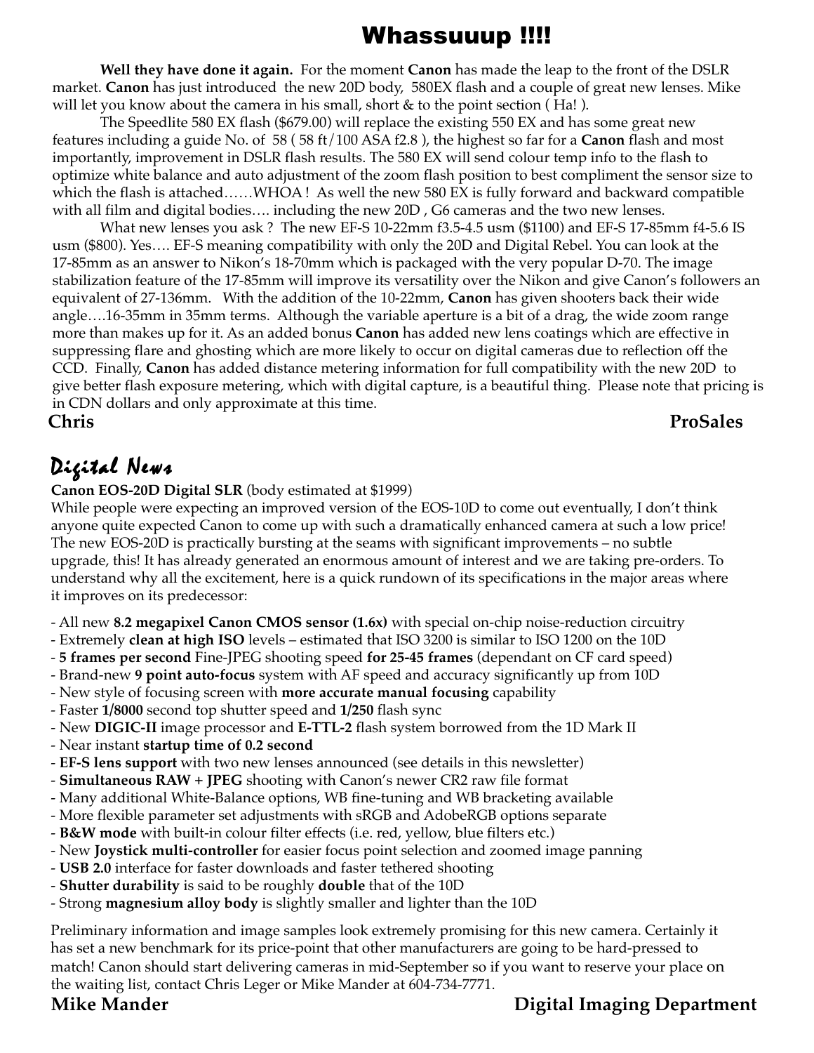# Whassuuup !!!!

**Well they have done it again.** For the moment **Canon** has made the leap to the front of the DSLR market. **Canon** has just introduced the new 20D body, 580EX flash and a couple of great new lenses. Mike will let you know about the camera in his small, short & to the point section ( Ha! ).

The Speedlite 580 EX flash ($679.00) will replace the existing 550 EX and has some great new features including a guide No. of 58 ( 58 ft/100 ASA f2.8 ), the highest so far for a **Canon** flash and most importantly, improvement in DSLR flash results. The 580 EX will send colour temp info to the flash to optimize white balance and auto adjustment of the zoom flash position to best compliment the sensor size to which the flash is attached……WHOA ! As well the new 580 EX is fully forward and backward compatible with all film and digital bodies…. including the new 20D , G6 cameras and the two new lenses.

What new lenses you ask ? The new EF-S 10-22mm f3.5-4.5 usm ($1100) and EF-S 17-85mm f4-5.6 IS usm ($800). Yes…. EF-S meaning compatibility with only the 20D and Digital Rebel. You can look at the 17-85mm as an answer to Nikon's 18-70mm which is packaged with the very popular D-70. The image stabilization feature of the 17-85mm will improve its versatility over the Nikon and give Canon's followers an equivalent of 27-136mm. With the addition of the 10-22mm, **Canon** has given shooters back their wide angle….16-35mm in 35mm terms. Although the variable aperture is a bit of a drag, the wide zoom range more than makes up for it. As an added bonus **Canon** has added new lens coatings which are effective in suppressing flare and ghosting which are more likely to occur on digital cameras due to reflection off the CCD. Finally, **Canon** has added distance metering information for full compatibility with the new 20D to give better flash exposure metering, which with digital capture, is a beautiful thing. Please note that pricing is in CDN dollars and only approximate at this time.

**Chris** **ProSales**

## *Digital News*

**Canon EOS-20D Digital SLR** (body estimated at $1999)

While people were expecting an improved version of the EOS-10D to come out eventually, I don't think anyone quite expected Canon to come up with such a dramatically enhanced camera at such a low price! The new EOS-20D is practically bursting at the seams with significant improvements – no subtle upgrade, this! It has already generated an enormous amount of interest and we are taking pre-orders. To understand why all the excitement, here is a quick rundown of its specifications in the major areas where it improves on its predecessor:

- All new **8.2 megapixel Canon CMOS sensor (1.6x)** with special on-chip noise-reduction circuitry
- Extremely **clean at high ISO** levels – estimated that ISO 3200 is similar to ISO 1200 on the 10D
- **5 frames per second** Fine-JPEG shooting speed **for 25-45 frames** (dependant on CF card speed)
- Brand-new **9 point auto-focus** system with AF speed and accuracy significantly up from 10D
- New style of focusing screen with **more accurate manual focusing** capability
- Faster **1/8000** second top shutter speed and **1/250** flash sync
- New **DIGIC-II** image processor and **E-TTL-2** flash system borrowed from the 1D Mark II
- Near instant **startup time of 0.2 second**
- **EF-S lens support** with two new lenses announced (see details in this newsletter)
- **Simultaneous RAW + JPEG** shooting with Canon's newer CR2 raw file format
- Many additional White-Balance options, WB fine-tuning and WB bracketing available
- More flexible parameter set adjustments with sRGB and AdobeRGB options separate
- **B&W mode** with built-in colour filter effects (i.e. red, yellow, blue filters etc.)
- New **Joystick multi-controller** for easier focus point selection and zoomed image panning
- **USB 2.0** interface for faster downloads and faster tethered shooting
- **Shutter durability** is said to be roughly **double** that of the 10D
- Strong **magnesium alloy body** is slightly smaller and lighter than the 10D

Preliminary information and image samples look extremely promising for this new camera. Certainly it has set a new benchmark for its price-point that other manufacturers are going to be hard-pressed to match! Canon should start delivering cameras in mid-September so if you want to reserve your place on the waiting list, contact Chris Leger or Mike Mander at 604-734-7771.

**Mike Mander** **Digital Imaging Department**